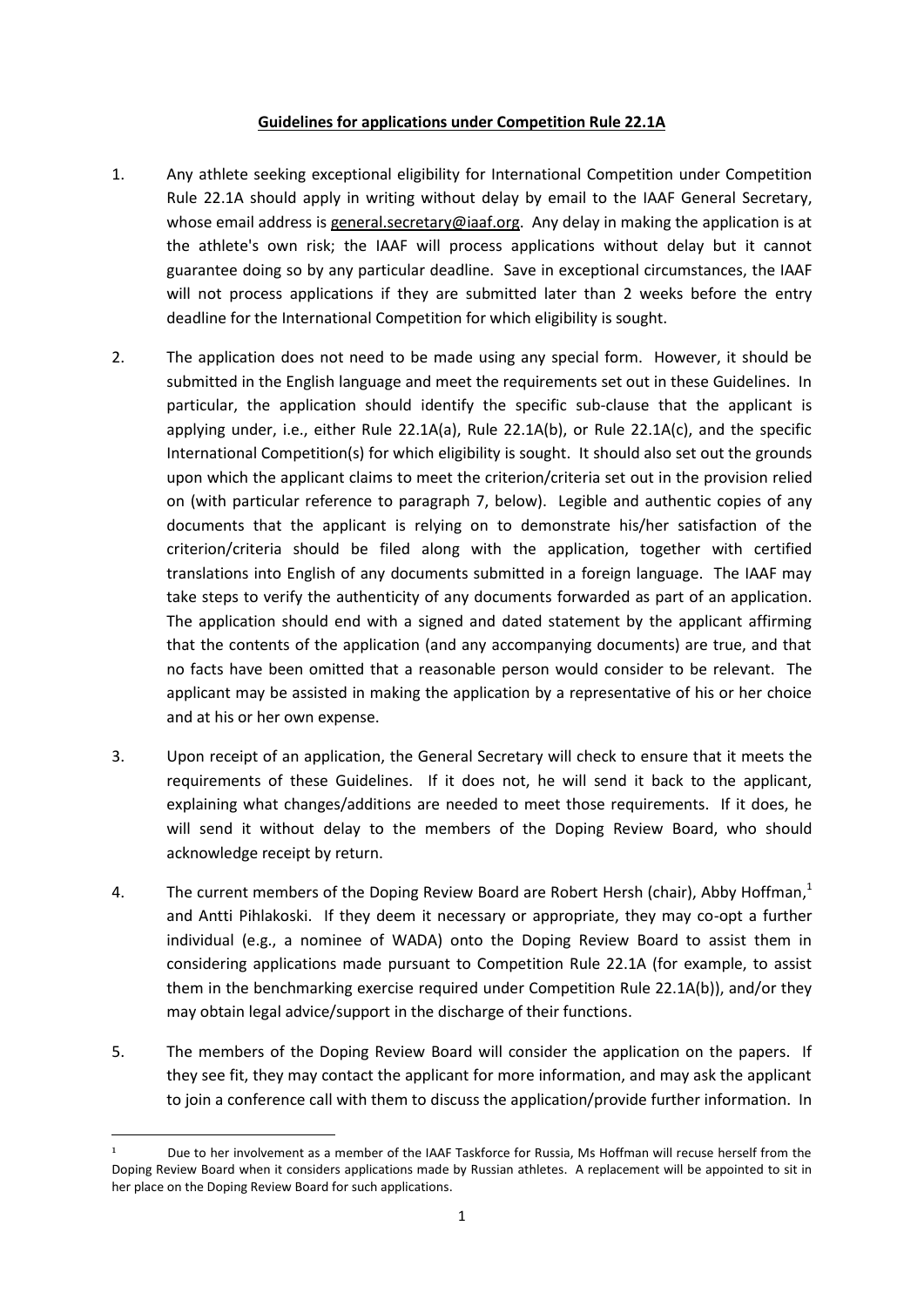**Guidelines for applications under Competition Rule 22.1A**

1. Any athlete seeking exceptional eligibility for International Competition under Competition Rule 22.1A should apply in writing without delay by email to the IAAF General Secretary, whose email address is general.secretary@iaaf.org. Any delay in making the application is at the athlete's own risk; the IAAF will process applications without delay but it cannot guarantee doing so by any particular deadline. Save in exceptional circumstances, the IAAF will not process applications if they are submitted later than 2 weeks before the entry deadline for the International Competition for which eligibility is sought.

2. The application does not need to be made using any special form. However, it should be submitted in the English language and meet the requirements set out in these Guidelines. In particular, the application should identify the specific sub-clause that the applicant is applying under, i.e., either Rule 22.1A(a), Rule 22.1A(b), or Rule 22.1A(c), and the specific International Competition(s) for which eligibility is sought. It should also set out the grounds upon which the applicant claims to meet the criterion/criteria set out in the provision relied on (with particular reference to paragraph 7, below). Legible and authentic copies of any documents that the applicant is relying on to demonstrate his/her satisfaction of the criterion/criteria should be filed along with the application, together with certified translations into English of any documents submitted in a foreign language. The IAAF may take steps to verify the authenticity of any documents forwarded as part of an application. The application should end with a signed and dated statement by the applicant affirming that the contents of the application (and any accompanying documents) are true, and that no facts have been omitted that a reasonable person would consider to be relevant. The applicant may be assisted in making the application by a representative of his or her choice and at his or her own expense.

3. Upon receipt of an application, the General Secretary will check to ensure that it meets the requirements of these Guidelines. If it does not, he will send it back to the applicant, explaining what changes/additions are needed to meet those requirements. If it does, he will send it without delay to the members of the Doping Review Board, who should acknowledge receipt by return.

4. The current members of the Doping Review Board are Robert Hersh (chair), Abby Hoffman,[1] and Antti Pihlakoski. If they deem it necessary or appropriate, they may co-opt a further individual (e.g., a nominee of WADA) onto the Doping Review Board to assist them in considering applications made pursuant to Competition Rule 22.1A (for example, to assist them in the benchmarking exercise required under Competition Rule 22.1A(b)), and/or they may obtain legal advice/support in the discharge of their functions.

5. The members of the Doping Review Board will consider the application on the papers. If they see fit, they may contact the applicant for more information, and may ask the applicant to join a conference call with them to discuss the application/provide further information. In

[1] Due to her involvement as a member of the IAAF Taskforce for Russia, Ms Hoffman will recuse herself from the Doping Review Board when it considers applications made by Russian athletes. A replacement will be appointed to sit in her place on the Doping Review Board for such applications.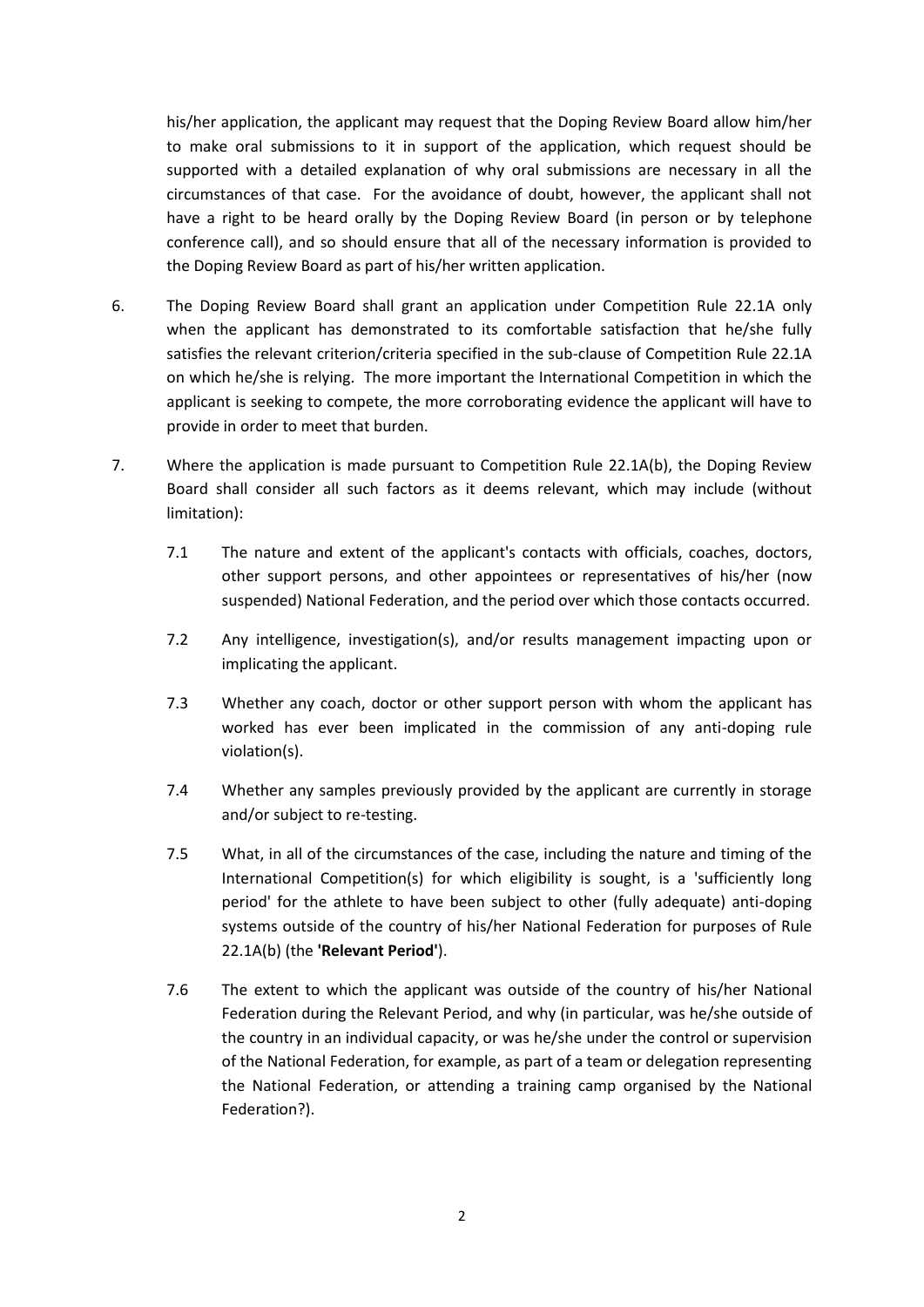his/her application, the applicant may request that the Doping Review Board allow him/her to make oral submissions to it in support of the application, which request should be supported with a detailed explanation of why oral submissions are necessary in all the circumstances of that case. For the avoidance of doubt, however, the applicant shall not have a right to be heard orally by the Doping Review Board (in person or by telephone conference call), and so should ensure that all of the necessary information is provided to the Doping Review Board as part of his/her written application.

6. The Doping Review Board shall grant an application under Competition Rule 22.1A only when the applicant has demonstrated to its comfortable satisfaction that he/she fully satisfies the relevant criterion/criteria specified in the sub-clause of Competition Rule 22.1A on which he/she is relying. The more important the International Competition in which the applicant is seeking to compete, the more corroborating evidence the applicant will have to provide in order to meet that burden.

7. Where the application is made pursuant to Competition Rule 22.1A(b), the Doping Review Board shall consider all such factors as it deems relevant, which may include (without limitation):

   7.1 The nature and extent of the applicant's contacts with officials, coaches, doctors, other support persons, and other appointees or representatives of his/her (now suspended) National Federation, and the period over which those contacts occurred.

   7.2 Any intelligence, investigation(s), and/or results management impacting upon or implicating the applicant.

   7.3 Whether any coach, doctor or other support person with whom the applicant has worked has ever been implicated in the commission of any anti-doping rule violation(s).

   7.4 Whether any samples previously provided by the applicant are currently in storage and/or subject to re-testing.

   7.5 What, in all of the circumstances of the case, including the nature and timing of the International Competition(s) for which eligibility is sought, is a 'sufficiently long period' for the athlete to have been subject to other (fully adequate) anti-doping systems outside of the country of his/her National Federation for purposes of Rule 22.1A(b) (the **'Relevant Period'**).

   7.6 The extent to which the applicant was outside of the country of his/her National Federation during the Relevant Period, and why (in particular, was he/she outside of the country in an individual capacity, or was he/she under the control or supervision of the National Federation, for example, as part of a team or delegation representing the National Federation, or attending a training camp organised by the National Federation?).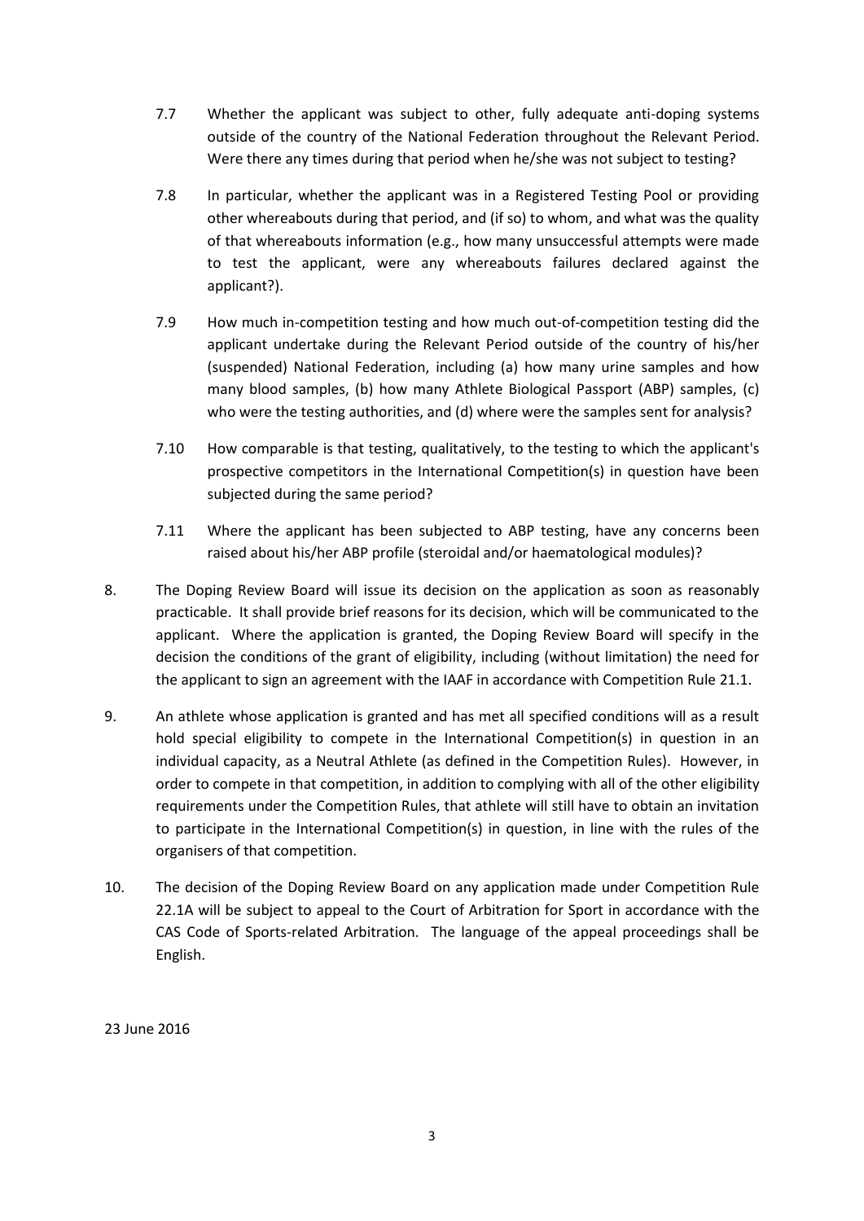7.7 Whether the applicant was subject to other, fully adequate anti-doping systems outside of the country of the National Federation throughout the Relevant Period. Were there any times during that period when he/she was not subject to testing?

7.8 In particular, whether the applicant was in a Registered Testing Pool or providing other whereabouts during that period, and (if so) to whom, and what was the quality of that whereabouts information (e.g., how many unsuccessful attempts were made to test the applicant, were any whereabouts failures declared against the applicant?).

7.9 How much in-competition testing and how much out-of-competition testing did the applicant undertake during the Relevant Period outside of the country of his/her (suspended) National Federation, including (a) how many urine samples and how many blood samples, (b) how many Athlete Biological Passport (ABP) samples, (c) who were the testing authorities, and (d) where were the samples sent for analysis?

7.10 How comparable is that testing, qualitatively, to the testing to which the applicant's prospective competitors in the International Competition(s) in question have been subjected during the same period?

7.11 Where the applicant has been subjected to ABP testing, have any concerns been raised about his/her ABP profile (steroidal and/or haematological modules)?

8. The Doping Review Board will issue its decision on the application as soon as reasonably practicable. It shall provide brief reasons for its decision, which will be communicated to the applicant. Where the application is granted, the Doping Review Board will specify in the decision the conditions of the grant of eligibility, including (without limitation) the need for the applicant to sign an agreement with the IAAF in accordance with Competition Rule 21.1.

9. An athlete whose application is granted and has met all specified conditions will as a result hold special eligibility to compete in the International Competition(s) in question in an individual capacity, as a Neutral Athlete (as defined in the Competition Rules). However, in order to compete in that competition, in addition to complying with all of the other eligibility requirements under the Competition Rules, that athlete will still have to obtain an invitation to participate in the International Competition(s) in question, in line with the rules of the organisers of that competition.

10. The decision of the Doping Review Board on any application made under Competition Rule 22.1A will be subject to appeal to the Court of Arbitration for Sport in accordance with the CAS Code of Sports-related Arbitration. The language of the appeal proceedings shall be English.

23 June 2016